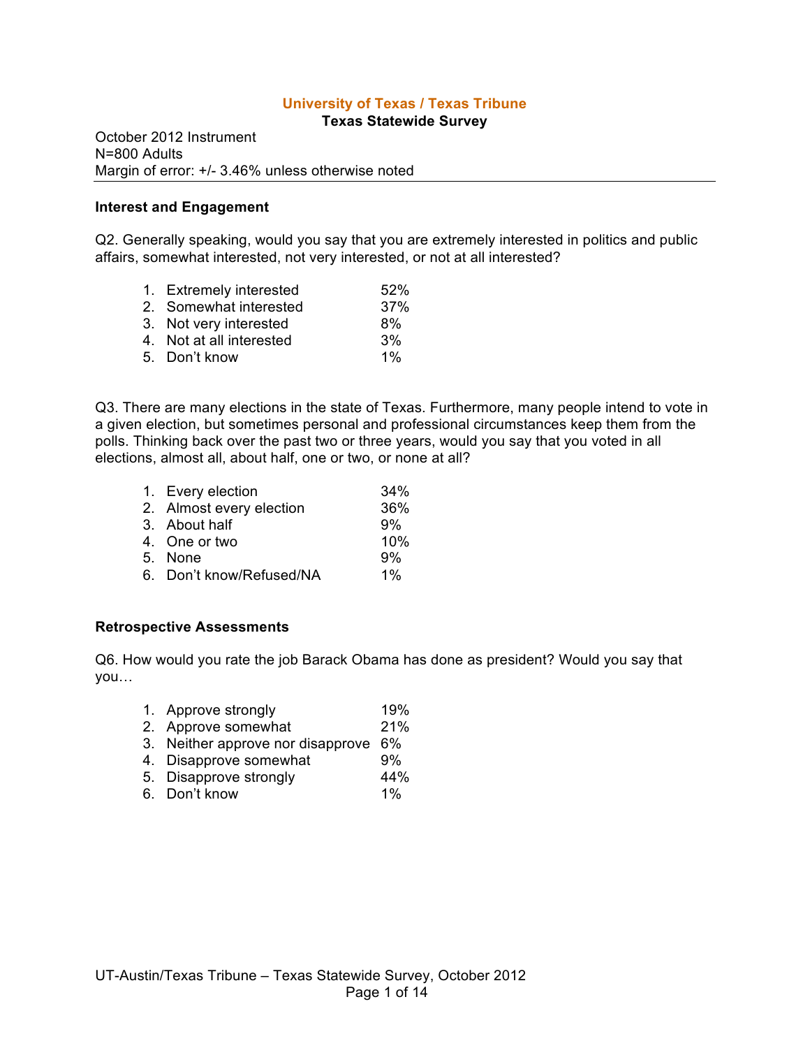# University of Texas / Texas Tribune

## Texas Statewide Survey

October 2012 Instrument
N=800 Adults
Margin of error: +/- 3.46% unless otherwise noted

---

### Interest and Engagement

Q2. Generally speaking, would you say that you are extremely interested in politics and public affairs, somewhat interested, not very interested, or not at all interested?

| Response | % |
|---|---|
| 1. Extremely interested | 52% |
| 2. Somewhat interested | 37% |
| 3. Not very interested | 8% |
| 4. Not at all interested | 3% |
| 5. Don't know | 1% |

Q3. There are many elections in the state of Texas. Furthermore, many people intend to vote in a given election, but sometimes personal and professional circumstances keep them from the polls. Thinking back over the past two or three years, would you say that you voted in all elections, almost all, about half, one or two, or none at all?

| Response | % |
|---|---|
| 1. Every election | 34% |
| 2. Almost every election | 36% |
| 3. About half | 9% |
| 4. One or two | 10% |
| 5. None | 9% |
| 6. Don't know/Refused/NA | 1% |

### Retrospective Assessments

Q6. How would you rate the job Barack Obama has done as president? Would you say that you…

| Response | % |
|---|---|
| 1. Approve strongly | 19% |
| 2. Approve somewhat | 21% |
| 3. Neither approve nor disapprove | 6% |
| 4. Disapprove somewhat | 9% |
| 5. Disapprove strongly | 44% |
| 6. Don't know | 1% |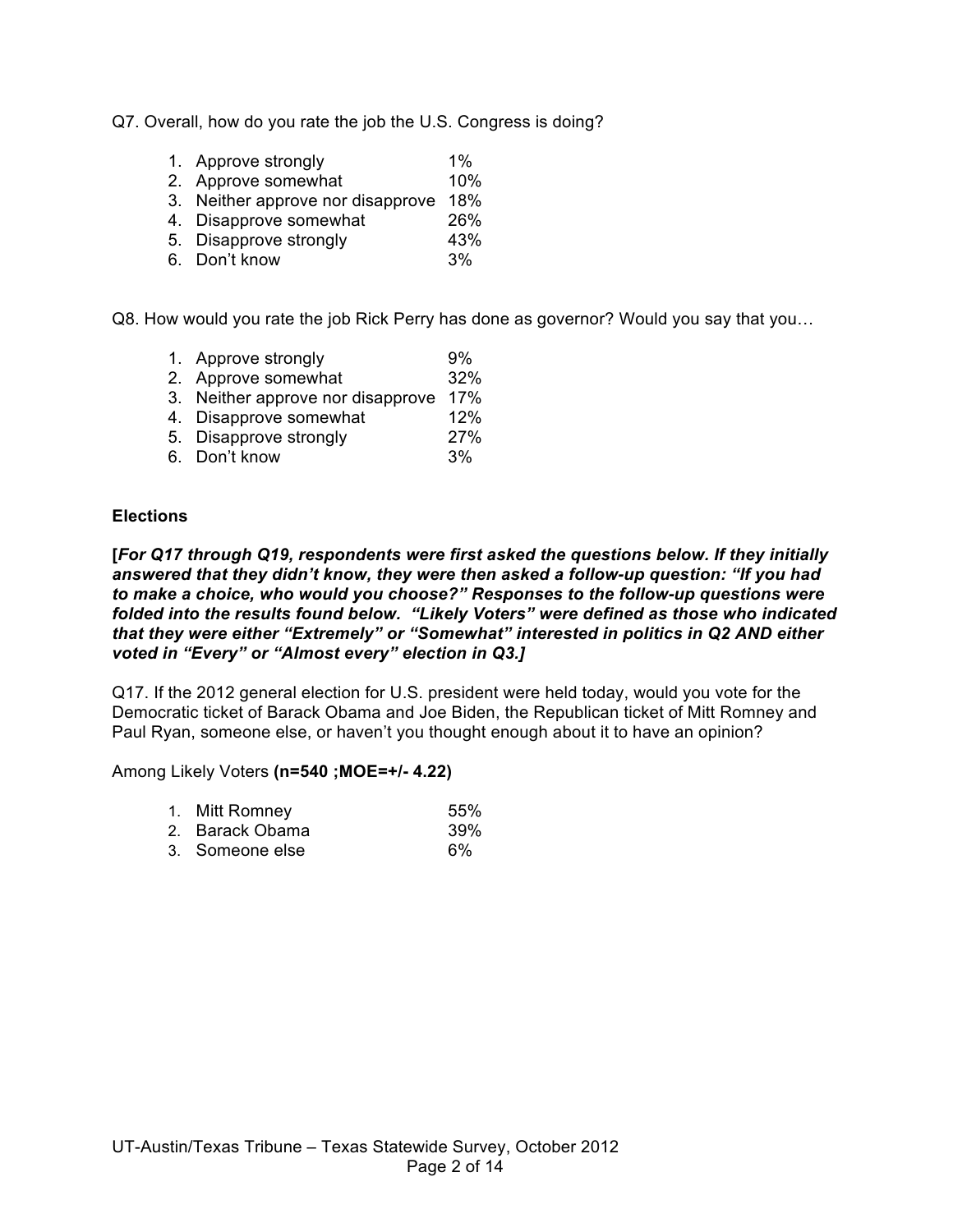Q7. Overall, how do you rate the job the U.S. Congress is doing?

| | |
|---|---|
| 1. Approve strongly | 1% |
| 2. Approve somewhat | 10% |
| 3. Neither approve nor disapprove | 18% |
| 4. Disapprove somewhat | 26% |
| 5. Disapprove strongly | 43% |
| 6. Don't know | 3% |

Q8. How would you rate the job Rick Perry has done as governor? Would you say that you…

| | |
|---|---|
| 1. Approve strongly | 9% |
| 2. Approve somewhat | 32% |
| 3. Neither approve nor disapprove | 17% |
| 4. Disapprove somewhat | 12% |
| 5. Disapprove strongly | 27% |
| 6. Don't know | 3% |

**Elections**

**[*For Q17 through Q19, respondents were first asked the questions below. If they initially answered that they didn't know, they were then asked a follow-up question: "If you had to make a choice, who would you choose?" Responses to the follow-up questions were folded into the results found below. "Likely Voters" were defined as those who indicated that they were either "Extremely" or "Somewhat" interested in politics in Q2 AND either voted in "Every" or "Almost every" election in Q3.*]**

Q17. If the 2012 general election for U.S. president were held today, would you vote for the Democratic ticket of Barack Obama and Joe Biden, the Republican ticket of Mitt Romney and Paul Ryan, someone else, or haven't you thought enough about it to have an opinion?

Among Likely Voters **(n=540 ;MOE=+/- 4.22)**

| | |
|---|---|
| 1. Mitt Romney | 55% |
| 2. Barack Obama | 39% |
| 3. Someone else | 6% |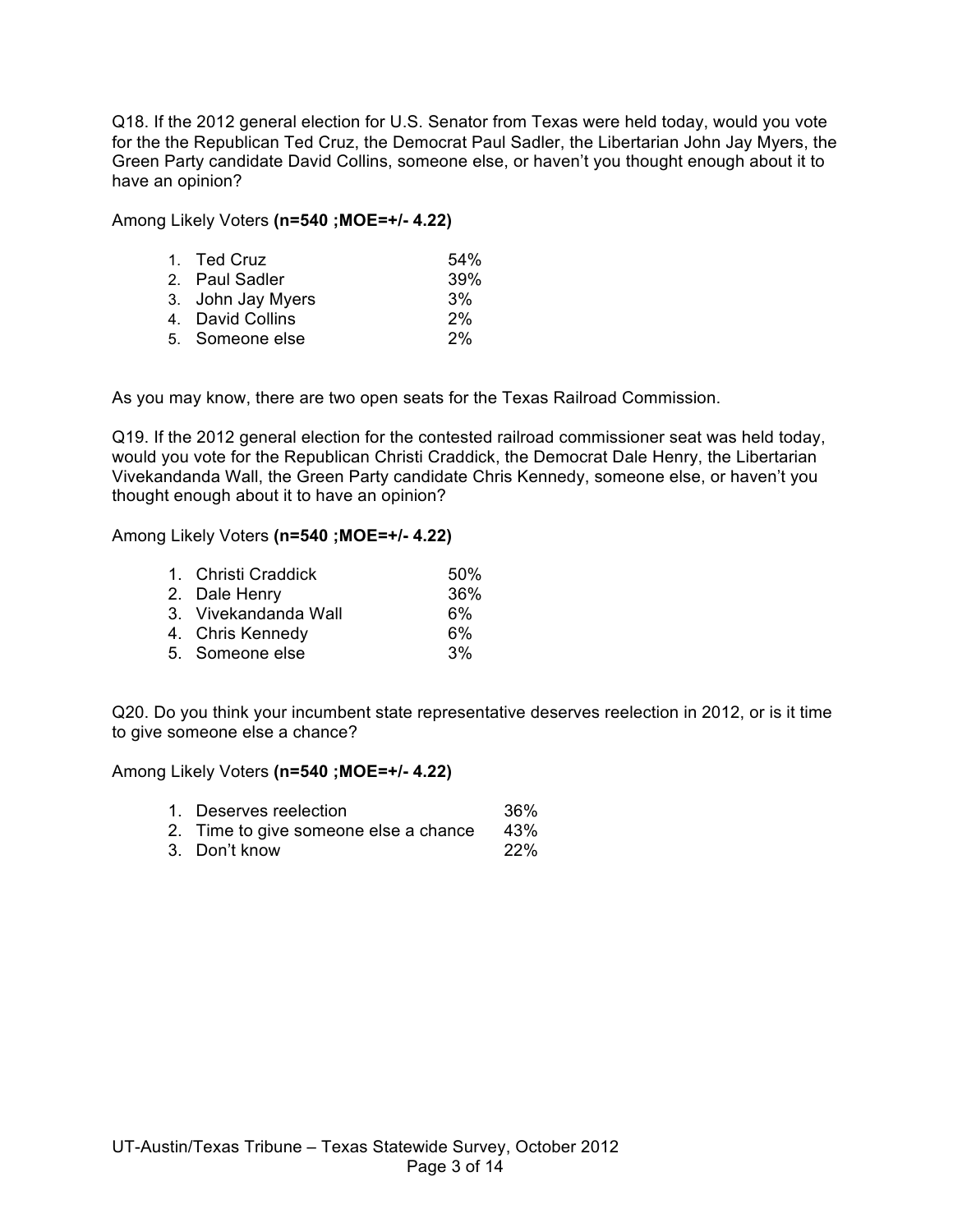Q18. If the 2012 general election for U.S. Senator from Texas were held today, would you vote for the the Republican Ted Cruz, the Democrat Paul Sadler, the Libertarian John Jay Myers, the Green Party candidate David Collins, someone else, or haven't you thought enough about it to have an opinion?

Among Likely Voters **(n=540 ;MOE=+/- 4.22)**

| | |
|---|---|
| 1. Ted Cruz | 54% |
| 2. Paul Sadler | 39% |
| 3. John Jay Myers | 3% |
| 4. David Collins | 2% |
| 5. Someone else | 2% |

As you may know, there are two open seats for the Texas Railroad Commission.

Q19. If the 2012 general election for the contested railroad commissioner seat was held today, would you vote for the Republican Christi Craddick, the Democrat Dale Henry, the Libertarian Vivekandanda Wall, the Green Party candidate Chris Kennedy, someone else, or haven't you thought enough about it to have an opinion?

Among Likely Voters **(n=540 ;MOE=+/- 4.22)**

| | |
|---|---|
| 1. Christi Craddick | 50% |
| 2. Dale Henry | 36% |
| 3. Vivekandanda Wall | 6% |
| 4. Chris Kennedy | 6% |
| 5. Someone else | 3% |

Q20. Do you think your incumbent state representative deserves reelection in 2012, or is it time to give someone else a chance?

Among Likely Voters **(n=540 ;MOE=+/- 4.22)**

| | |
|---|---|
| 1. Deserves reelection | 36% |
| 2. Time to give someone else a chance | 43% |
| 3. Don't know | 22% |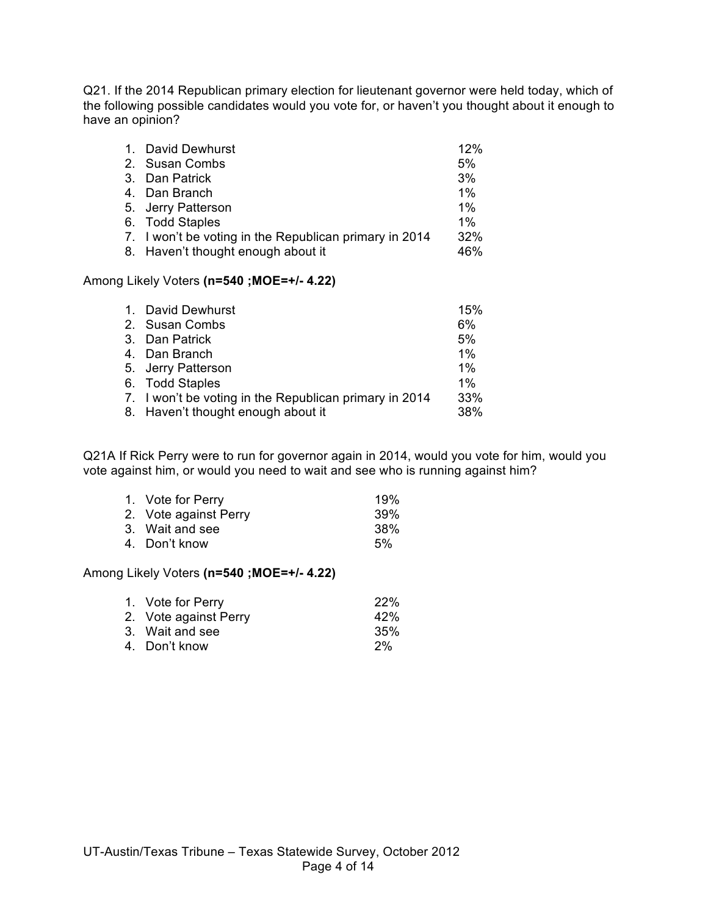Q21. If the 2014 Republican primary election for lieutenant governor were held today, which of the following possible candidates would you vote for, or haven't you thought about it enough to have an opinion?

| | |
|---|---|
| 1. David Dewhurst | 12% |
| 2. Susan Combs | 5% |
| 3. Dan Patrick | 3% |
| 4. Dan Branch | 1% |
| 5. Jerry Patterson | 1% |
| 6. Todd Staples | 1% |
| 7. I won't be voting in the Republican primary in 2014 | 32% |
| 8. Haven't thought enough about it | 46% |

Among Likely Voters **(n=540 ;MOE=+/- 4.22)**

| | |
|---|---|
| 1. David Dewhurst | 15% |
| 2. Susan Combs | 6% |
| 3. Dan Patrick | 5% |
| 4. Dan Branch | 1% |
| 5. Jerry Patterson | 1% |
| 6. Todd Staples | 1% |
| 7. I won't be voting in the Republican primary in 2014 | 33% |
| 8. Haven't thought enough about it | 38% |

Q21A If Rick Perry were to run for governor again in 2014, would you vote for him, would you vote against him, or would you need to wait and see who is running against him?

| | |
|---|---|
| 1. Vote for Perry | 19% |
| 2. Vote against Perry | 39% |
| 3. Wait and see | 38% |
| 4. Don't know | 5% |

Among Likely Voters **(n=540 ;MOE=+/- 4.22)**

| | |
|---|---|
| 1. Vote for Perry | 22% |
| 2. Vote against Perry | 42% |
| 3. Wait and see | 35% |
| 4. Don't know | 2% |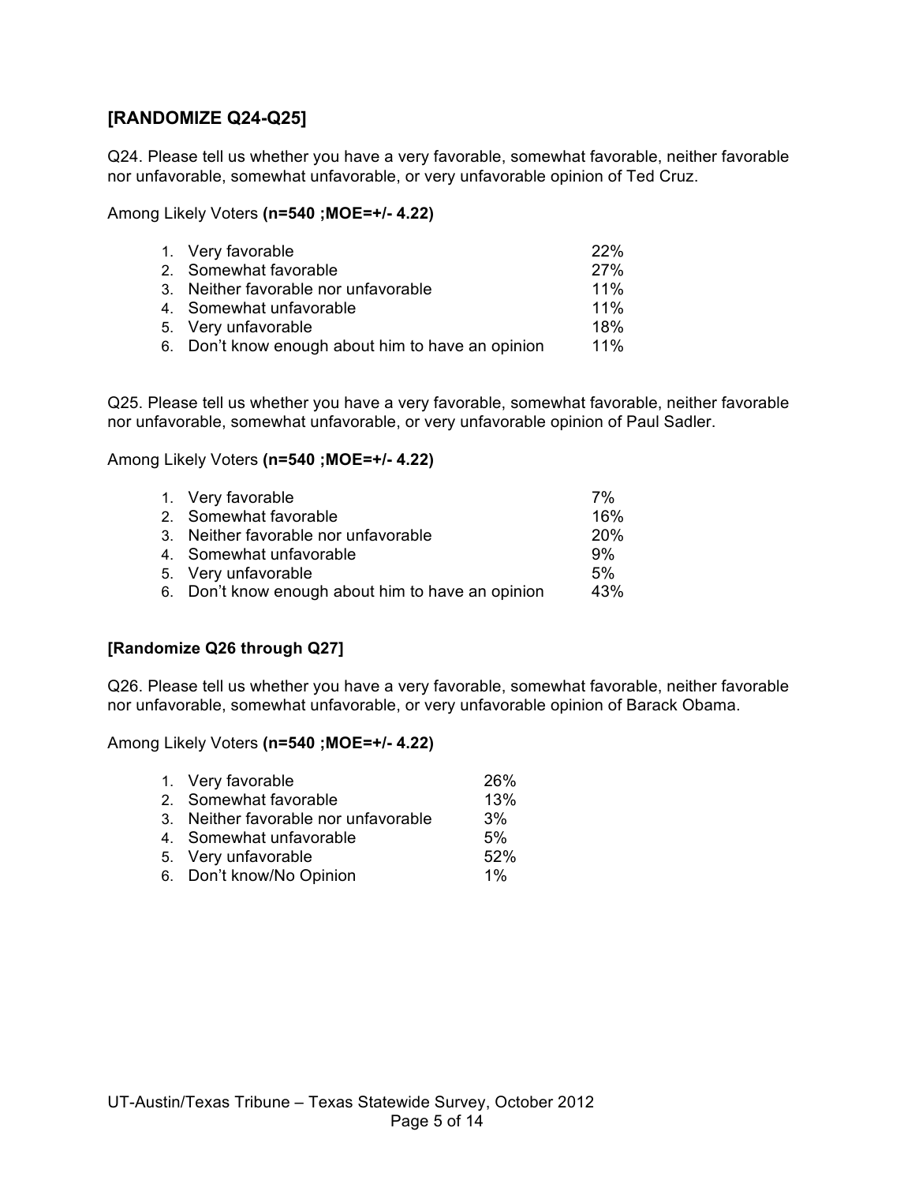**[RANDOMIZE Q24-Q25]**

Q24. Please tell us whether you have a very favorable, somewhat favorable, neither favorable nor unfavorable, somewhat unfavorable, or very unfavorable opinion of Ted Cruz.

Among Likely Voters **(n=540 ;MOE=+/- 4.22)**

| Response | % |
|---|---|
| 1. Very favorable | 22% |
| 2. Somewhat favorable | 27% |
| 3. Neither favorable nor unfavorable | 11% |
| 4. Somewhat unfavorable | 11% |
| 5. Very unfavorable | 18% |
| 6. Don't know enough about him to have an opinion | 11% |

Q25. Please tell us whether you have a very favorable, somewhat favorable, neither favorable nor unfavorable, somewhat unfavorable, or very unfavorable opinion of Paul Sadler.

Among Likely Voters **(n=540 ;MOE=+/- 4.22)**

| Response | % |
|---|---|
| 1. Very favorable | 7% |
| 2. Somewhat favorable | 16% |
| 3. Neither favorable nor unfavorable | 20% |
| 4. Somewhat unfavorable | 9% |
| 5. Very unfavorable | 5% |
| 6. Don't know enough about him to have an opinion | 43% |

**[Randomize Q26 through Q27]**

Q26. Please tell us whether you have a very favorable, somewhat favorable, neither favorable nor unfavorable, somewhat unfavorable, or very unfavorable opinion of Barack Obama.

Among Likely Voters **(n=540 ;MOE=+/- 4.22)**

| Response | % |
|---|---|
| 1. Very favorable | 26% |
| 2. Somewhat favorable | 13% |
| 3. Neither favorable nor unfavorable | 3% |
| 4. Somewhat unfavorable | 5% |
| 5. Very unfavorable | 52% |
| 6. Don't know/No Opinion | 1% |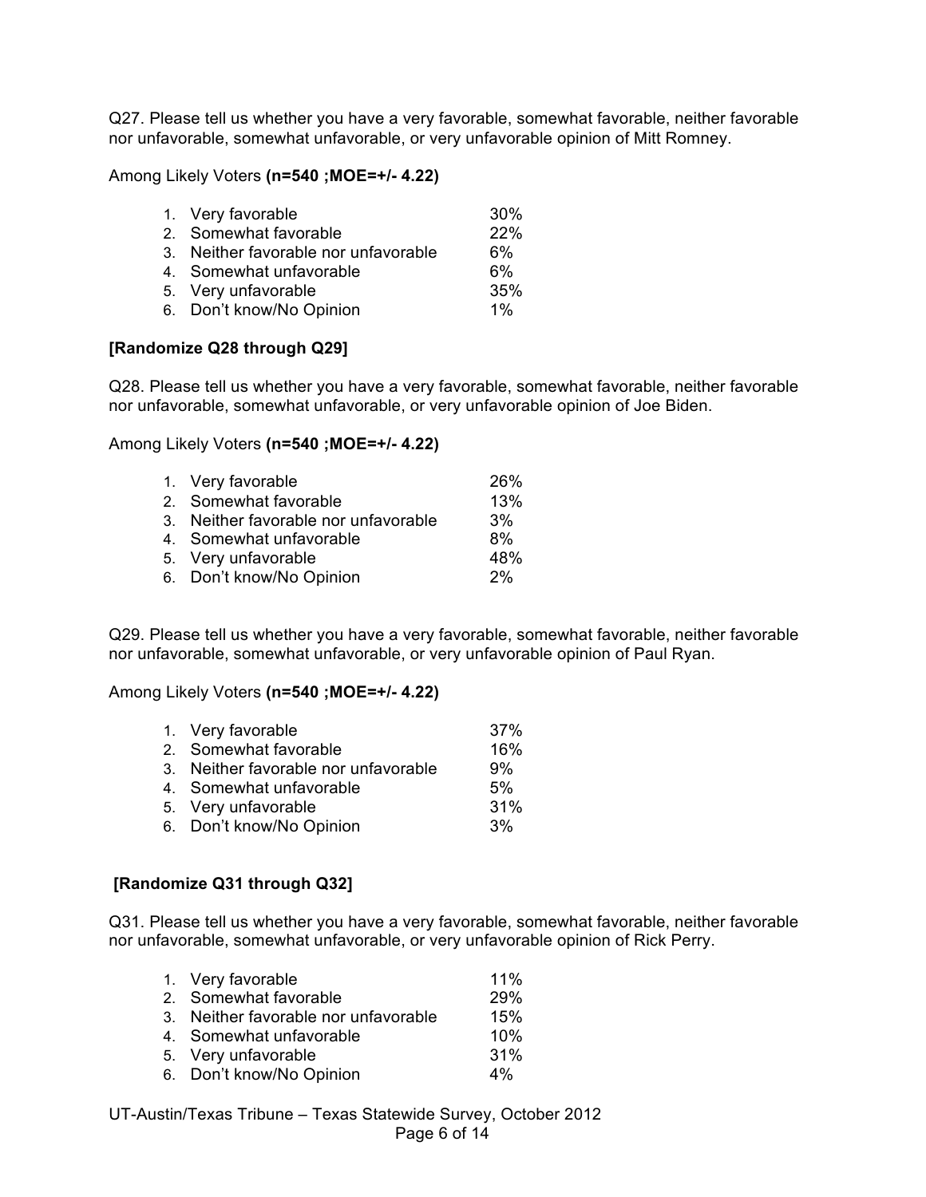Q27. Please tell us whether you have a very favorable, somewhat favorable, neither favorable nor unfavorable, somewhat unfavorable, or very unfavorable opinion of Mitt Romney.

Among Likely Voters **(n=540 ;MOE=+/- 4.22)**

| | |
|---|---|
| 1. Very favorable | 30% |
| 2. Somewhat favorable | 22% |
| 3. Neither favorable nor unfavorable | 6% |
| 4. Somewhat unfavorable | 6% |
| 5. Very unfavorable | 35% |
| 6. Don't know/No Opinion | 1% |

**[Randomize Q28 through Q29]**

Q28. Please tell us whether you have a very favorable, somewhat favorable, neither favorable nor unfavorable, somewhat unfavorable, or very unfavorable opinion of Joe Biden.

Among Likely Voters **(n=540 ;MOE=+/- 4.22)**

| | |
|---|---|
| 1. Very favorable | 26% |
| 2. Somewhat favorable | 13% |
| 3. Neither favorable nor unfavorable | 3% |
| 4. Somewhat unfavorable | 8% |
| 5. Very unfavorable | 48% |
| 6. Don't know/No Opinion | 2% |

Q29. Please tell us whether you have a very favorable, somewhat favorable, neither favorable nor unfavorable, somewhat unfavorable, or very unfavorable opinion of Paul Ryan.

Among Likely Voters **(n=540 ;MOE=+/- 4.22)**

| | |
|---|---|
| 1. Very favorable | 37% |
| 2. Somewhat favorable | 16% |
| 3. Neither favorable nor unfavorable | 9% |
| 4. Somewhat unfavorable | 5% |
| 5. Very unfavorable | 31% |
| 6. Don't know/No Opinion | 3% |

**[Randomize Q31 through Q32]**

Q31. Please tell us whether you have a very favorable, somewhat favorable, neither favorable nor unfavorable, somewhat unfavorable, or very unfavorable opinion of Rick Perry.

| | |
|---|---|
| 1. Very favorable | 11% |
| 2. Somewhat favorable | 29% |
| 3. Neither favorable nor unfavorable | 15% |
| 4. Somewhat unfavorable | 10% |
| 5. Very unfavorable | 31% |
| 6. Don't know/No Opinion | 4% |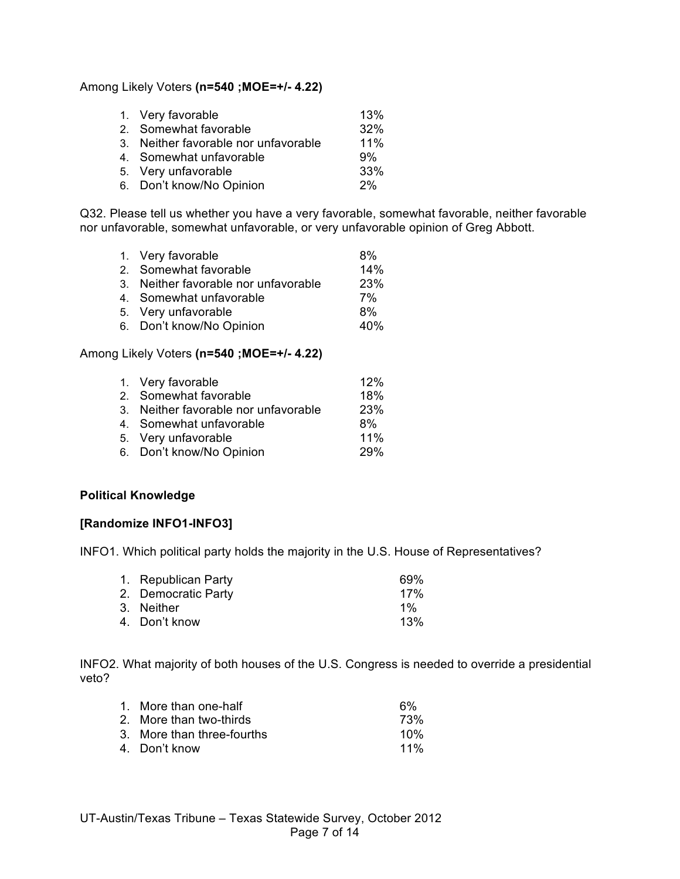Among Likely Voters **(n=540 ;MOE=+/- 4.22)**

| | |
|---|---|
| 1. Very favorable | 13% |
| 2. Somewhat favorable | 32% |
| 3. Neither favorable nor unfavorable | 11% |
| 4. Somewhat unfavorable | 9% |
| 5. Very unfavorable | 33% |
| 6. Don't know/No Opinion | 2% |

Q32. Please tell us whether you have a very favorable, somewhat favorable, neither favorable nor unfavorable, somewhat unfavorable, or very unfavorable opinion of Greg Abbott.

| | |
|---|---|
| 1. Very favorable | 8% |
| 2. Somewhat favorable | 14% |
| 3. Neither favorable nor unfavorable | 23% |
| 4. Somewhat unfavorable | 7% |
| 5. Very unfavorable | 8% |
| 6. Don't know/No Opinion | 40% |

Among Likely Voters **(n=540 ;MOE=+/- 4.22)**

| | |
|---|---|
| 1. Very favorable | 12% |
| 2. Somewhat favorable | 18% |
| 3. Neither favorable nor unfavorable | 23% |
| 4. Somewhat unfavorable | 8% |
| 5. Very unfavorable | 11% |
| 6. Don't know/No Opinion | 29% |

**Political Knowledge**

**[Randomize INFO1-INFO3]**

INFO1. Which political party holds the majority in the U.S. House of Representatives?

| | |
|---|---|
| 1. Republican Party | 69% |
| 2. Democratic Party | 17% |
| 3. Neither | 1% |
| 4. Don't know | 13% |

INFO2. What majority of both houses of the U.S. Congress is needed to override a presidential veto?

| | |
|---|---|
| 1. More than one-half | 6% |
| 2. More than two-thirds | 73% |
| 3. More than three-fourths | 10% |
| 4. Don't know | 11% |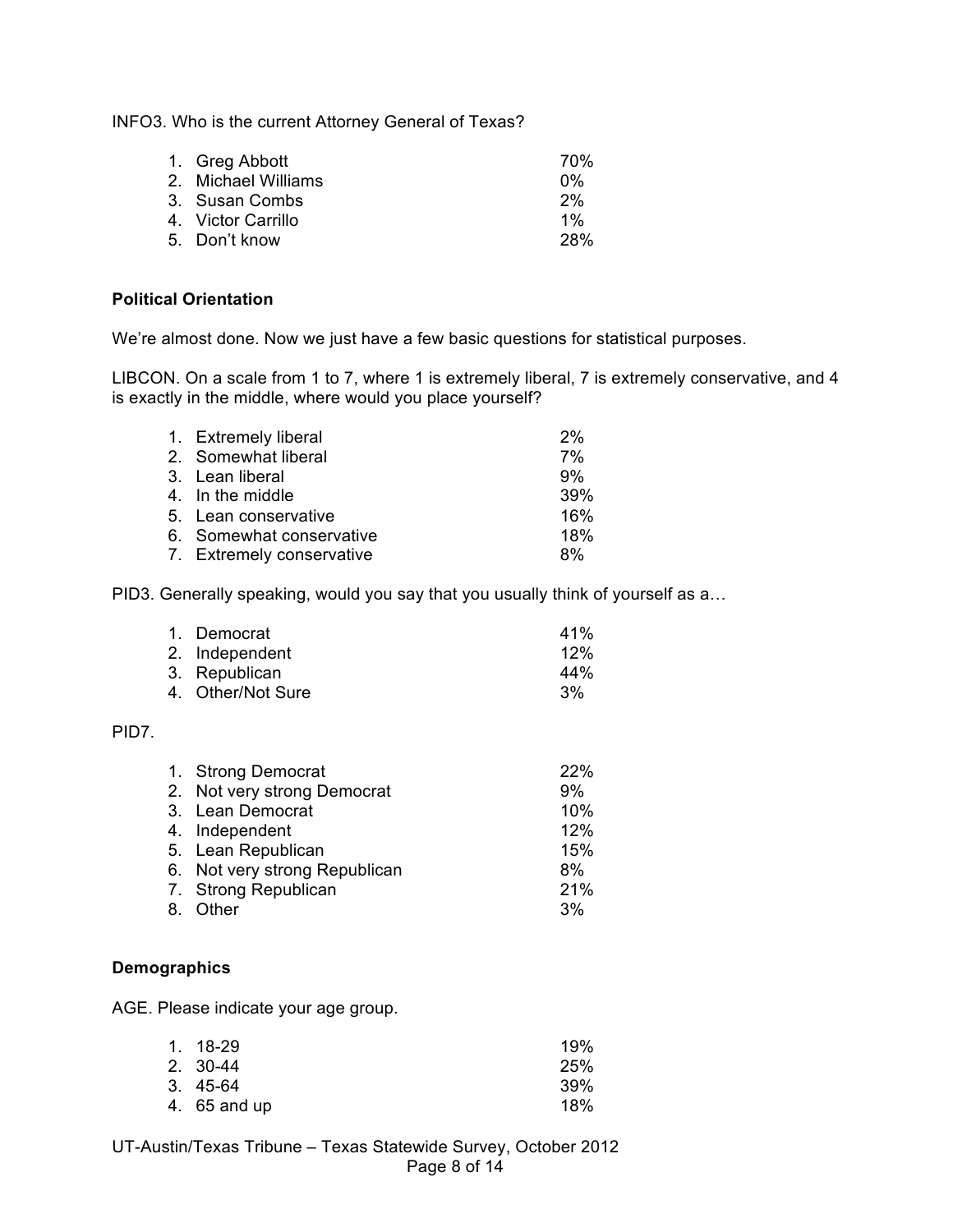INFO3. Who is the current Attorney General of Texas?

| | |
|---|---|
| 1. Greg Abbott | 70% |
| 2. Michael Williams | 0% |
| 3. Susan Combs | 2% |
| 4. Victor Carrillo | 1% |
| 5. Don't know | 28% |

**Political Orientation**

We're almost done. Now we just have a few basic questions for statistical purposes.

LIBCON. On a scale from 1 to 7, where 1 is extremely liberal, 7 is extremely conservative, and 4 is exactly in the middle, where would you place yourself?

| | |
|---|---|
| 1. Extremely liberal | 2% |
| 2. Somewhat liberal | 7% |
| 3. Lean liberal | 9% |
| 4. In the middle | 39% |
| 5. Lean conservative | 16% |
| 6. Somewhat conservative | 18% |
| 7. Extremely conservative | 8% |

PID3. Generally speaking, would you say that you usually think of yourself as a…

| | |
|---|---|
| 1. Democrat | 41% |
| 2. Independent | 12% |
| 3. Republican | 44% |
| 4. Other/Not Sure | 3% |

PID7.

| | |
|---|---|
| 1. Strong Democrat | 22% |
| 2. Not very strong Democrat | 9% |
| 3. Lean Democrat | 10% |
| 4. Independent | 12% |
| 5. Lean Republican | 15% |
| 6. Not very strong Republican | 8% |
| 7. Strong Republican | 21% |
| 8. Other | 3% |

**Demographics**

AGE. Please indicate your age group.

| | |
|---|---|
| 1. 18-29 | 19% |
| 2. 30-44 | 25% |
| 3. 45-64 | 39% |
| 4. 65 and up | 18% |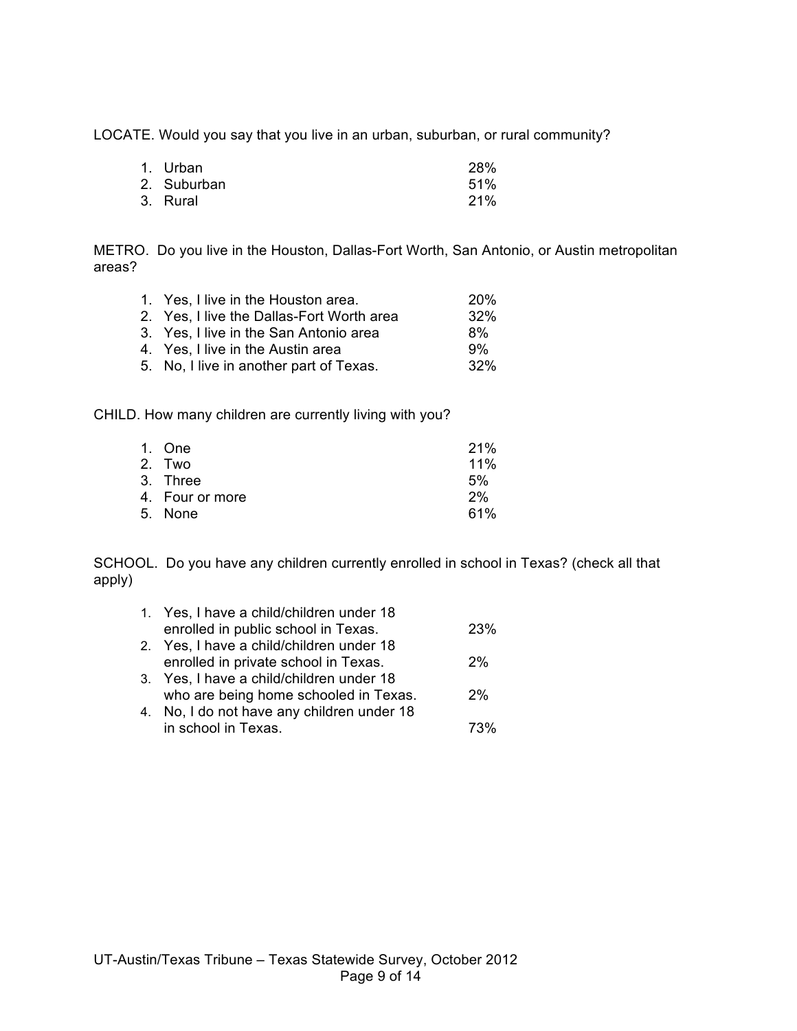LOCATE. Would you say that you live in an urban, suburban, or rural community?

| | |
|---|---|
| 1. Urban | 28% |
| 2. Suburban | 51% |
| 3. Rural | 21% |

METRO. Do you live in the Houston, Dallas-Fort Worth, San Antonio, or Austin metropolitan areas?

| | |
|---|---|
| 1. Yes, I live in the Houston area. | 20% |
| 2. Yes, I live the Dallas-Fort Worth area | 32% |
| 3. Yes, I live in the San Antonio area | 8% |
| 4. Yes, I live in the Austin area | 9% |
| 5. No, I live in another part of Texas. | 32% |

CHILD. How many children are currently living with you?

| | |
|---|---|
| 1. One | 21% |
| 2. Two | 11% |
| 3. Three | 5% |
| 4. Four or more | 2% |
| 5. None | 61% |

SCHOOL. Do you have any children currently enrolled in school in Texas? (check all that apply)

| | |
|---|---|
| 1. Yes, I have a child/children under 18 enrolled in public school in Texas. | 23% |
| 2. Yes, I have a child/children under 18 enrolled in private school in Texas. | 2% |
| 3. Yes, I have a child/children under 18 who are being home schooled in Texas. | 2% |
| 4. No, I do not have any children under 18 in school in Texas. | 73% |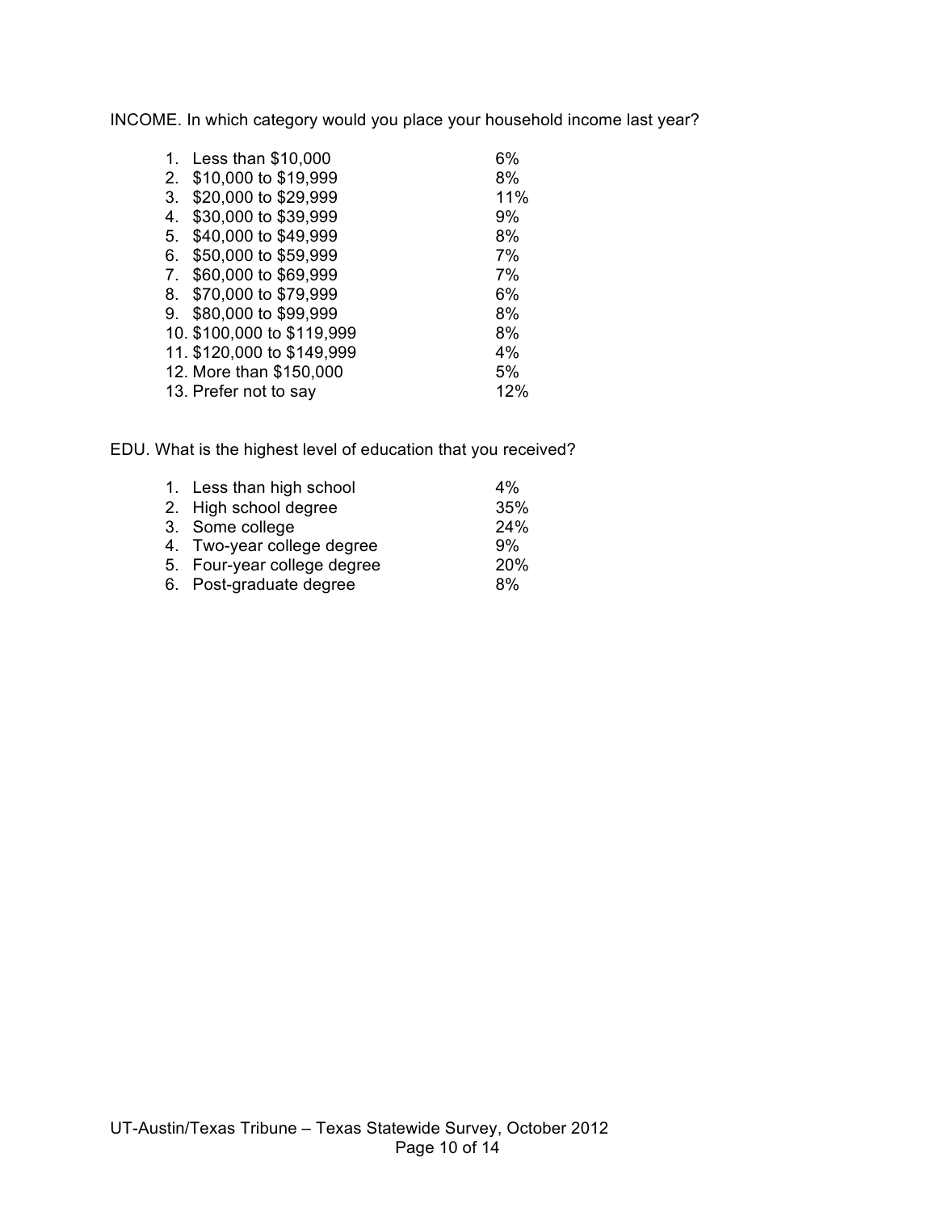INCOME. In which category would you place your household income last year?

| | |
|---|---|
| 1. Less than $10,000 | 6% |
| 2. $10,000 to $19,999 | 8% |
| 3. $20,000 to $29,999 | 11% |
| 4. $30,000 to $39,999 | 9% |
| 5. $40,000 to $49,999 | 8% |
| 6. $50,000 to $59,999 | 7% |
| 7. $60,000 to $69,999 | 7% |
| 8. $70,000 to $79,999 | 6% |
| 9. $80,000 to $99,999 | 8% |
| 10. $100,000 to $119,999 | 8% |
| 11. $120,000 to $149,999 | 4% |
| 12. More than $150,000 | 5% |
| 13. Prefer not to say | 12% |

EDU. What is the highest level of education that you received?

| | |
|---|---|
| 1. Less than high school | 4% |
| 2. High school degree | 35% |
| 3. Some college | 24% |
| 4. Two-year college degree | 9% |
| 5. Four-year college degree | 20% |
| 6. Post-graduate degree | 8% |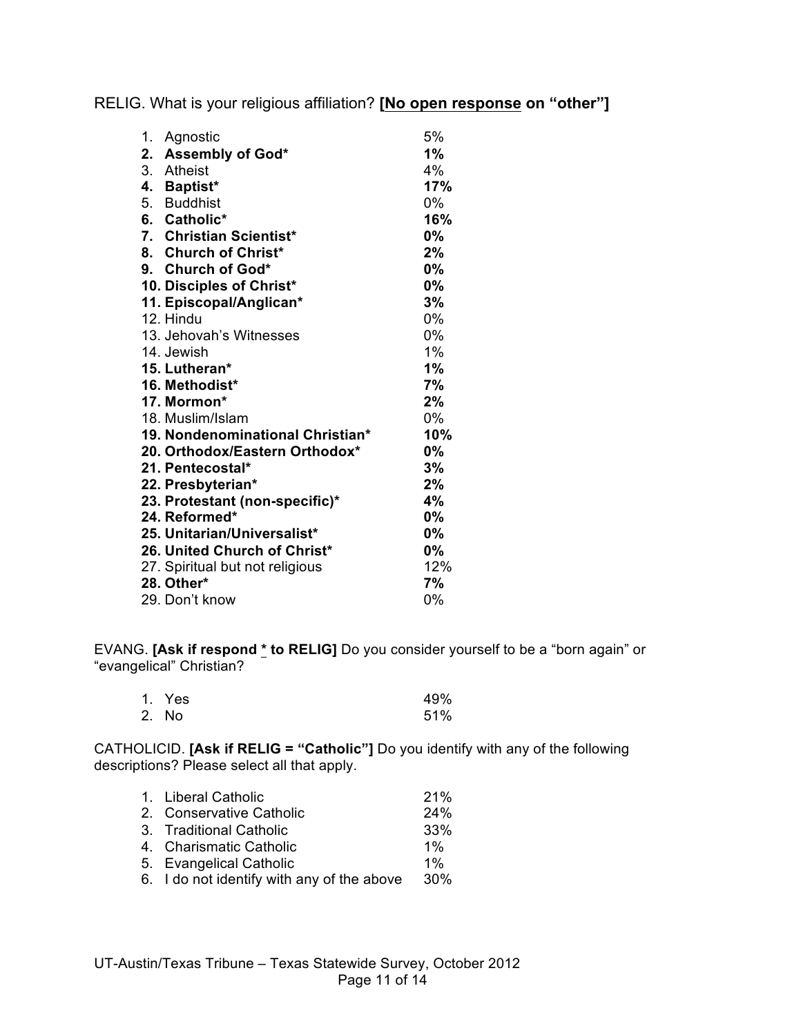RELIG. What is your religious affiliation? **[No open response on "other"]**

| | |
|---|---|
| 1. Agnostic | 5% |
| **2. Assembly of God*** | **1%** |
| 3. Atheist | 4% |
| **4. Baptist*** | **17%** |
| 5. Buddhist | 0% |
| **6. Catholic*** | **16%** |
| **7. Christian Scientist*** | **0%** |
| **8. Church of Christ*** | **2%** |
| **9. Church of God*** | **0%** |
| **10. Disciples of Christ*** | **0%** |
| **11. Episcopal/Anglican*** | **3%** |
| 12. Hindu | 0% |
| 13. Jehovah's Witnesses | 0% |
| 14. Jewish | 1% |
| **15. Lutheran*** | **1%** |
| **16. Methodist*** | **7%** |
| **17. Mormon*** | **2%** |
| 18. Muslim/Islam | 0% |
| **19. Nondenominational Christian*** | **10%** |
| **20. Orthodox/Eastern Orthodox*** | **0%** |
| **21. Pentecostal*** | **3%** |
| **22. Presbyterian*** | **2%** |
| **23. Protestant (non-specific)*** | **4%** |
| **24. Reformed*** | **0%** |
| **25. Unitarian/Universalist*** | **0%** |
| **26. United Church of Christ*** | **0%** |
| 27. Spiritual but not religious | 12% |
| **28. Other*** | **7%** |
| 29. Don't know | 0% |

EVANG. **[Ask if respond * to RELIG]** Do you consider yourself to be a "born again" or "evangelical" Christian?

| | |
|---|---|
| 1. Yes | 49% |
| 2. No | 51% |

CATHOLICID. **[Ask if RELIG = "Catholic"]** Do you identify with any of the following descriptions? Please select all that apply.

| | |
|---|---|
| 1. Liberal Catholic | 21% |
| 2. Conservative Catholic | 24% |
| 3. Traditional Catholic | 33% |
| 4. Charismatic Catholic | 1% |
| 5. Evangelical Catholic | 1% |
| 6. I do not identify with any of the above | 30% |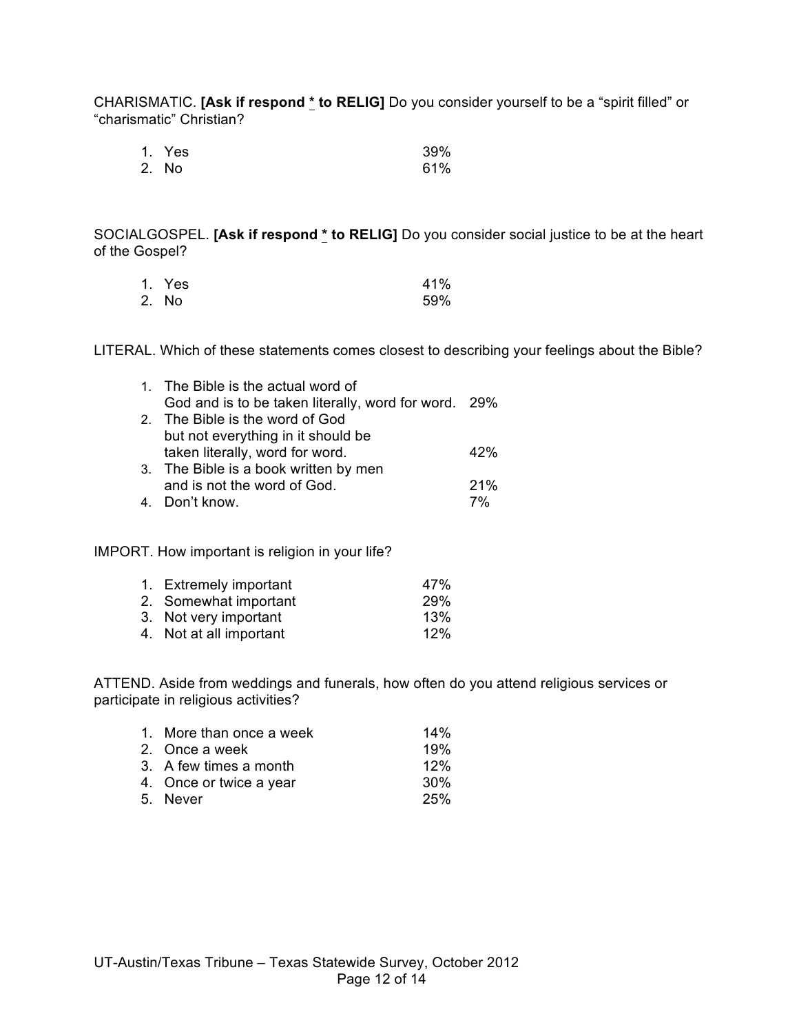CHARISMATIC. **[Ask if respond * to RELIG]** Do you consider yourself to be a "spirit filled" or "charismatic" Christian?

| | |
|---|---|
| 1. Yes | 39% |
| 2. No | 61% |

SOCIALGOSPEL. **[Ask if respond * to RELIG]** Do you consider social justice to be at the heart of the Gospel?

| | |
|---|---|
| 1. Yes | 41% |
| 2. No | 59% |

LITERAL. Which of these statements comes closest to describing your feelings about the Bible?

| | |
|---|---|
| 1. The Bible is the actual word of God and is to be taken literally, word for word. | 29% |
| 2. The Bible is the word of God but not everything in it should be taken literally, word for word. | 42% |
| 3. The Bible is a book written by men and is not the word of God. | 21% |
| 4. Don't know. | 7% |

IMPORT. How important is religion in your life?

| | |
|---|---|
| 1. Extremely important | 47% |
| 2. Somewhat important | 29% |
| 3. Not very important | 13% |
| 4. Not at all important | 12% |

ATTEND. Aside from weddings and funerals, how often do you attend religious services or participate in religious activities?

| | |
|---|---|
| 1. More than once a week | 14% |
| 2. Once a week | 19% |
| 3. A few times a month | 12% |
| 4. Once or twice a year | 30% |
| 5. Never | 25% |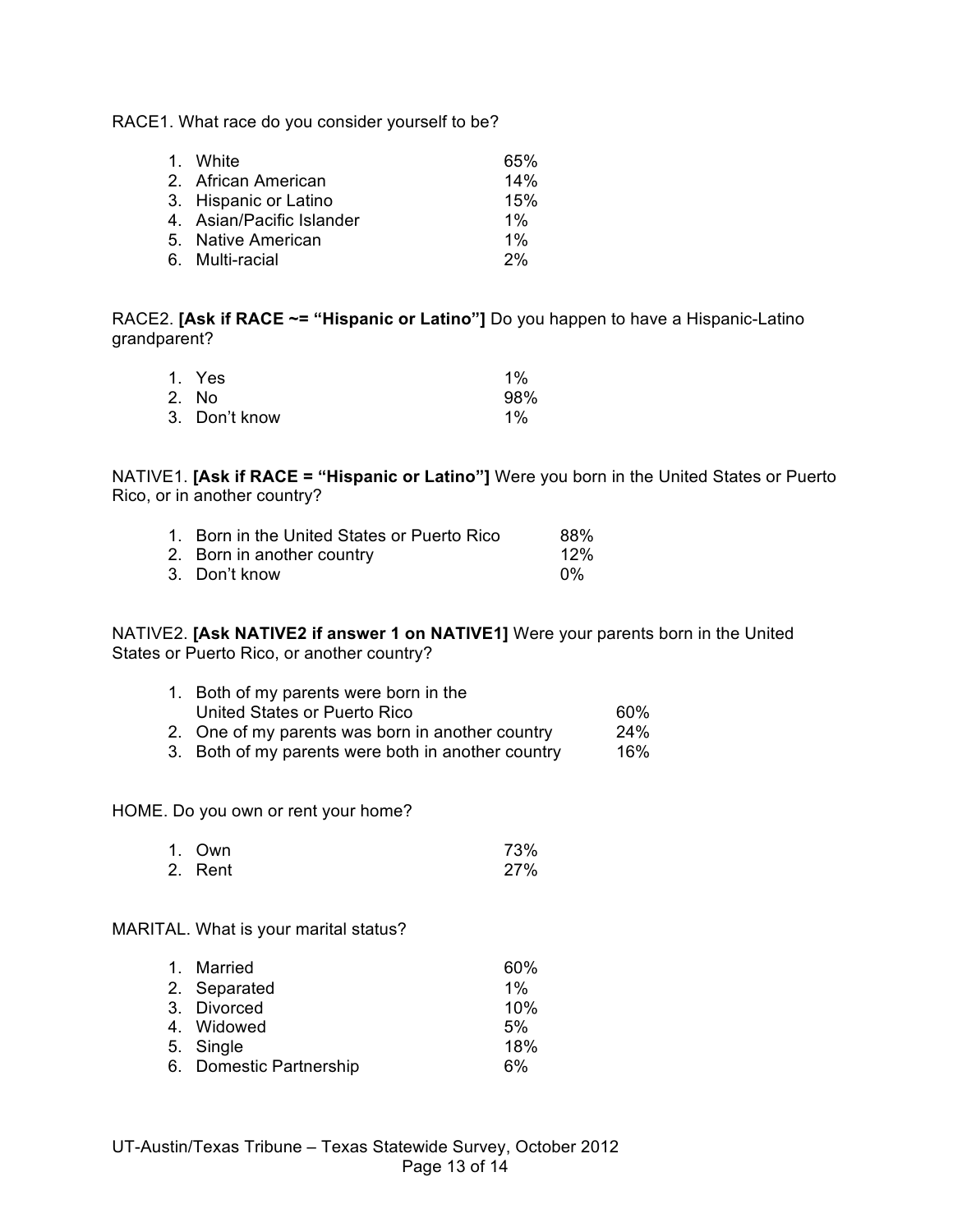RACE1. What race do you consider yourself to be?

| | |
|---|---|
| 1. White | 65% |
| 2. African American | 14% |
| 3. Hispanic or Latino | 15% |
| 4. Asian/Pacific Islander | 1% |
| 5. Native American | 1% |
| 6. Multi-racial | 2% |

RACE2. **[Ask if RACE ~= "Hispanic or Latino"]** Do you happen to have a Hispanic-Latino grandparent?

| | |
|---|---|
| 1. Yes | 1% |
| 2. No | 98% |
| 3. Don't know | 1% |

NATIVE1. **[Ask if RACE = "Hispanic or Latino"]** Were you born in the United States or Puerto Rico, or in another country?

| | |
|---|---|
| 1. Born in the United States or Puerto Rico | 88% |
| 2. Born in another country | 12% |
| 3. Don't know | 0% |

NATIVE2. **[Ask NATIVE2 if answer 1 on NATIVE1]** Were your parents born in the United States or Puerto Rico, or another country?

| | |
|---|---|
| 1. Both of my parents were born in the United States or Puerto Rico | 60% |
| 2. One of my parents was born in another country | 24% |
| 3. Both of my parents were both in another country | 16% |

HOME. Do you own or rent your home?

| | |
|---|---|
| 1. Own | 73% |
| 2. Rent | 27% |

MARITAL. What is your marital status?

| | |
|---|---|
| 1. Married | 60% |
| 2. Separated | 1% |
| 3. Divorced | 10% |
| 4. Widowed | 5% |
| 5. Single | 18% |
| 6. Domestic Partnership | 6% |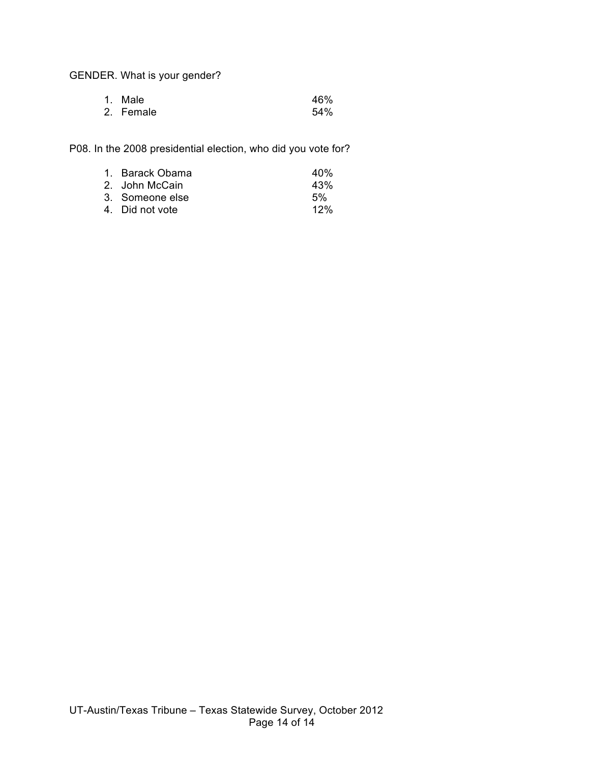GENDER. What is your gender?

| | | |
|---|---|---|
| 1. | Male | 46% |
| 2. | Female | 54% |

P08. In the 2008 presidential election, who did you vote for?

| | | |
|---|---|---|
| 1. | Barack Obama | 40% |
| 2. | John McCain | 43% |
| 3. | Someone else | 5% |
| 4. | Did not vote | 12% |